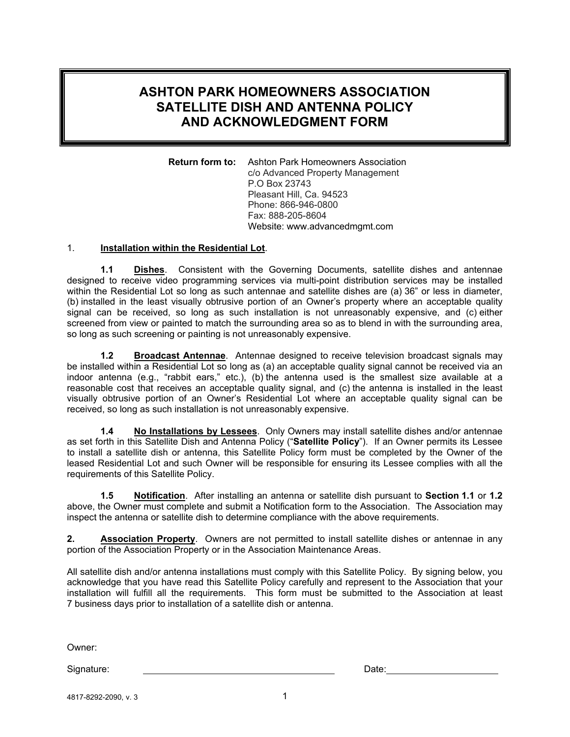# ASHTON PARK HOMEOWNERS ASSOCIATION SATELLITE DISH AND ANTENNA POLICY AND ACKNOWLEDGMENT FORM

**Return form to:** Ashton Park Homeowners Association
c/o Advanced Property Management
P.O Box 23743
Pleasant Hill, Ca. 94523
Phone: 866-946-0800
Fax: 888-205-8604
Website: www.advancedmgmt.com

1. **Installation within the Residential Lot**.

**1.1 Dishes**. Consistent with the Governing Documents, satellite dishes and antennae designed to receive video programming services via multi-point distribution services may be installed within the Residential Lot so long as such antennae and satellite dishes are (a) 36" or less in diameter, (b) installed in the least visually obtrusive portion of an Owner's property where an acceptable quality signal can be received, so long as such installation is not unreasonably expensive, and (c) either screened from view or painted to match the surrounding area so as to blend in with the surrounding area, so long as such screening or painting is not unreasonably expensive.

**1.2 Broadcast Antennae**. Antennae designed to receive television broadcast signals may be installed within a Residential Lot so long as (a) an acceptable quality signal cannot be received via an indoor antenna (e.g., "rabbit ears," etc.), (b) the antenna used is the smallest size available at a reasonable cost that receives an acceptable quality signal, and (c) the antenna is installed in the least visually obtrusive portion of an Owner's Residential Lot where an acceptable quality signal can be received, so long as such installation is not unreasonably expensive.

**1.4 No Installations by Lessees**. Only Owners may install satellite dishes and/or antennae as set forth in this Satellite Dish and Antenna Policy ("**Satellite Policy**"). If an Owner permits its Lessee to install a satellite dish or antenna, this Satellite Policy form must be completed by the Owner of the leased Residential Lot and such Owner will be responsible for ensuring its Lessee complies with all the requirements of this Satellite Policy.

**1.5 Notification**. After installing an antenna or satellite dish pursuant to **Section 1.1** or **1.2** above, the Owner must complete and submit a Notification form to the Association. The Association may inspect the antenna or satellite dish to determine compliance with the above requirements.

**2. Association Property**. Owners are not permitted to install satellite dishes or antennae in any portion of the Association Property or in the Association Maintenance Areas.

All satellite dish and/or antenna installations must comply with this Satellite Policy. By signing below, you acknowledge that you have read this Satellite Policy carefully and represent to the Association that your installation will fulfill all the requirements. This form must be submitted to the Association at least 7 business days prior to installation of a satellite dish or antenna.

Owner:

Signature: ______________________________ Date: ____________________

4817-8292-2090, v. 3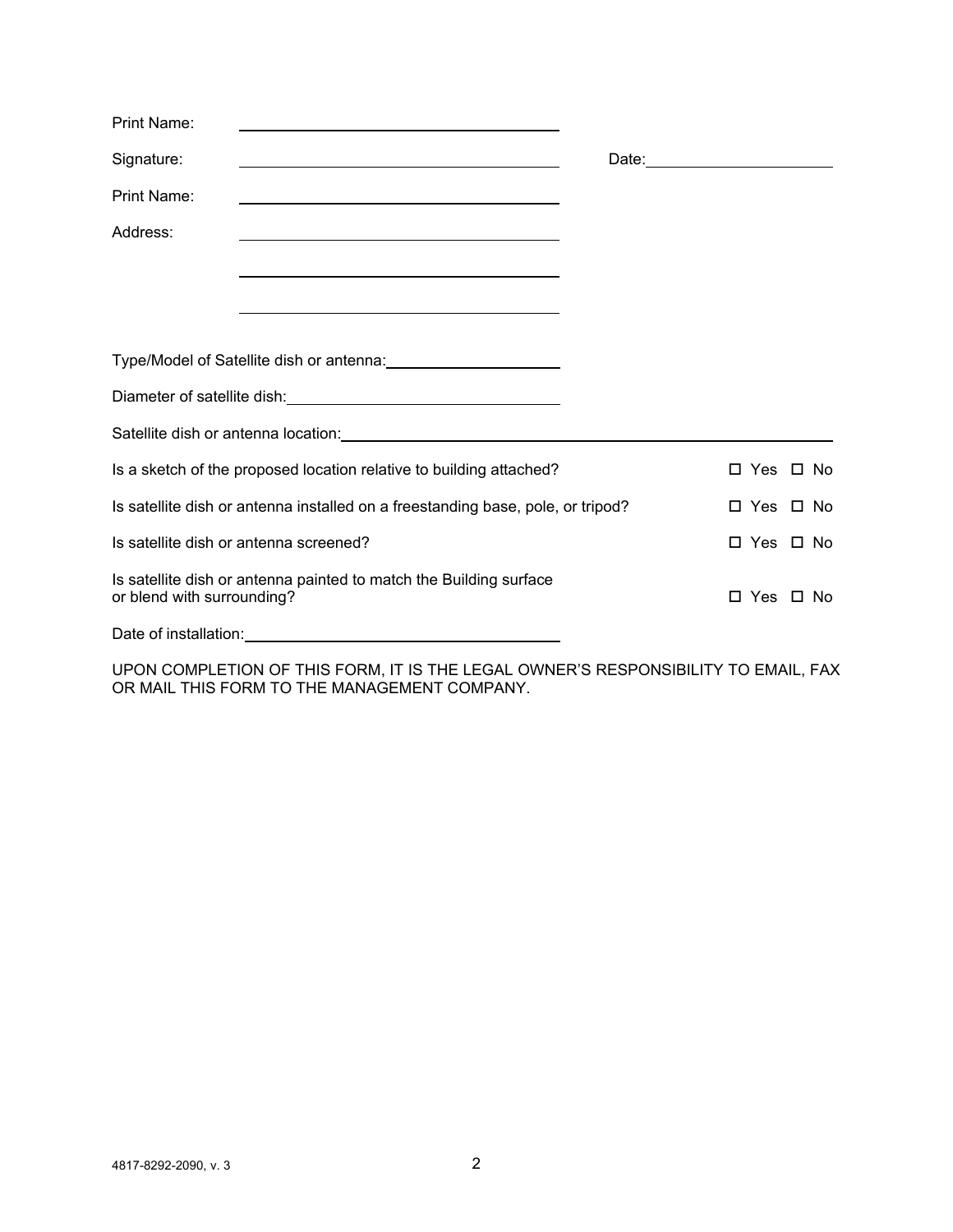Print Name: ______________________________

Signature: ______________________________ Date: ____________________

Print Name: ______________________________

Address: ______________________________

______________________________

______________________________

Type/Model of Satellite dish or antenna: ____________________

Diameter of satellite dish: ______________________________

Satellite dish or antenna location: ______________________________________________

Is a sketch of the proposed location relative to building attached? ☐ Yes ☐ No

Is satellite dish or antenna installed on a freestanding base, pole, or tripod? ☐ Yes ☐ No

Is satellite dish or antenna screened? ☐ Yes ☐ No

Is satellite dish or antenna painted to match the Building surface or blend with surrounding? ☐ Yes ☐ No

Date of installation: ______________________________

UPON COMPLETION OF THIS FORM, IT IS THE LEGAL OWNER'S RESPONSIBILITY TO EMAIL, FAX OR MAIL THIS FORM TO THE MANAGEMENT COMPANY.

4817-8292-2090, v. 3